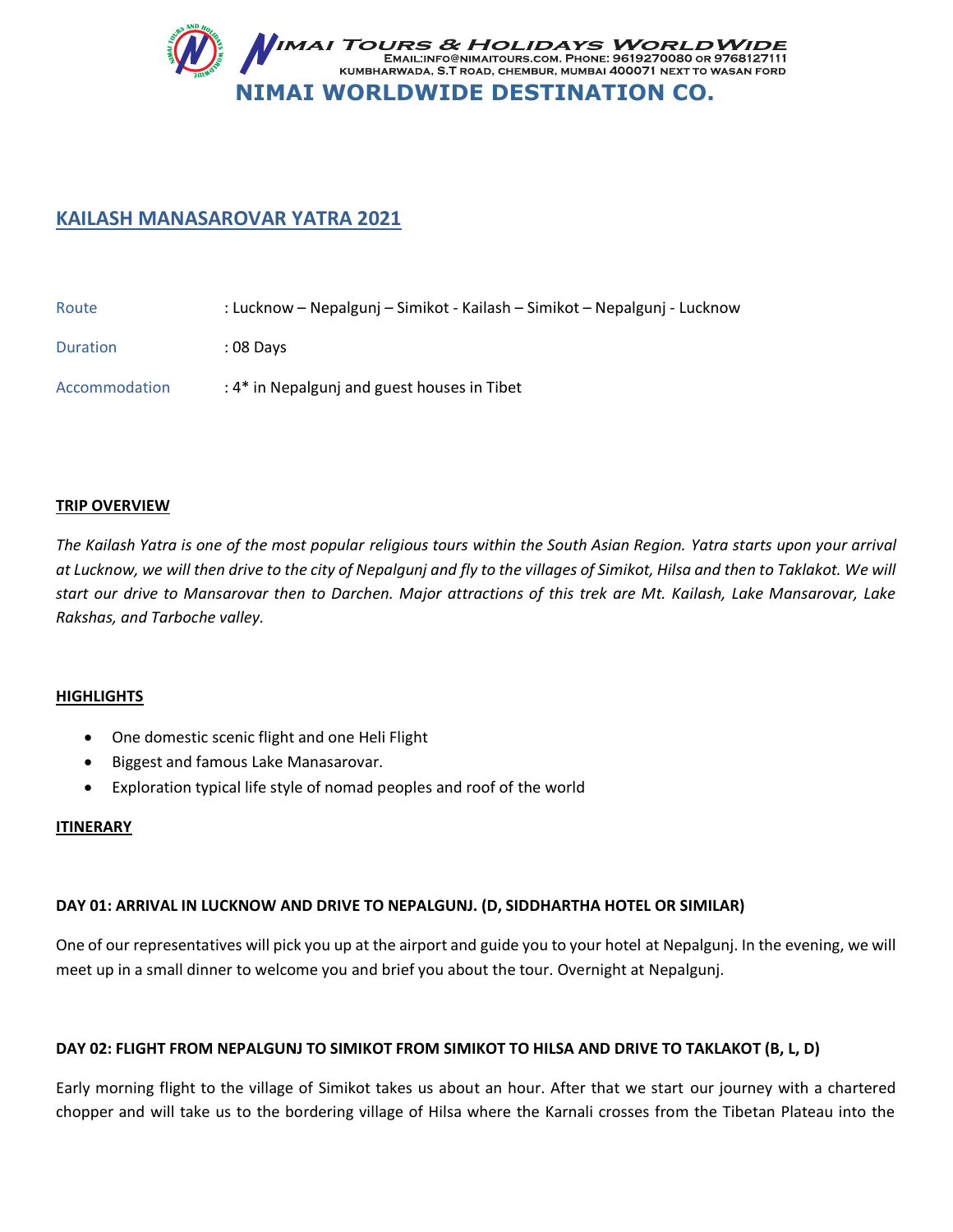NIMAI TOURS & HOLIDAYS WORLDWIDE
EMAIL:INFO@NIMAITOURS.COM. PHONE: 9619270080 OR 9768127111
KUMBHARWADA, S.T ROAD, CHEMBUR, MUMBAI 400071 NEXT TO WASAN FORD

**NIMAI WORLDWIDE DESTINATION CO.**

# KAILASH MANASAROVAR YATRA 2021

Route : Lucknow – Nepalgunj – Simikot - Kailash – Simikot – Nepalgunj - Lucknow

Duration : 08 Days

Accommodation : 4* in Nepalgunj and guest houses in Tibet

## TRIP OVERVIEW

*The Kailash Yatra is one of the most popular religious tours within the South Asian Region. Yatra starts upon your arrival at Lucknow, we will then drive to the city of Nepalgunj and fly to the villages of Simikot, Hilsa and then to Taklakot. We will start our drive to Mansarovar then to Darchen. Major attractions of this trek are Mt. Kailash, Lake Mansarovar, Lake Rakshas, and Tarboche valley.*

## HIGHLIGHTS

- One domestic scenic flight and one Heli Flight
- Biggest and famous Lake Manasarovar.
- Exploration typical life style of nomad peoples and roof of the world

## ITINERARY

### DAY 01: ARRIVAL IN LUCKNOW AND DRIVE TO NEPALGUNJ. (D, SIDDHARTHA HOTEL OR SIMILAR)

One of our representatives will pick you up at the airport and guide you to your hotel at Nepalgunj. In the evening, we will meet up in a small dinner to welcome you and brief you about the tour. Overnight at Nepalgunj.

### DAY 02: FLIGHT FROM NEPALGUNJ TO SIMIKOT FROM SIMIKOT TO HILSA AND DRIVE TO TAKLAKOT (B, L, D)

Early morning flight to the village of Simikot takes us about an hour. After that we start our journey with a chartered chopper and will take us to the bordering village of Hilsa where the Karnali crosses from the Tibetan Plateau into the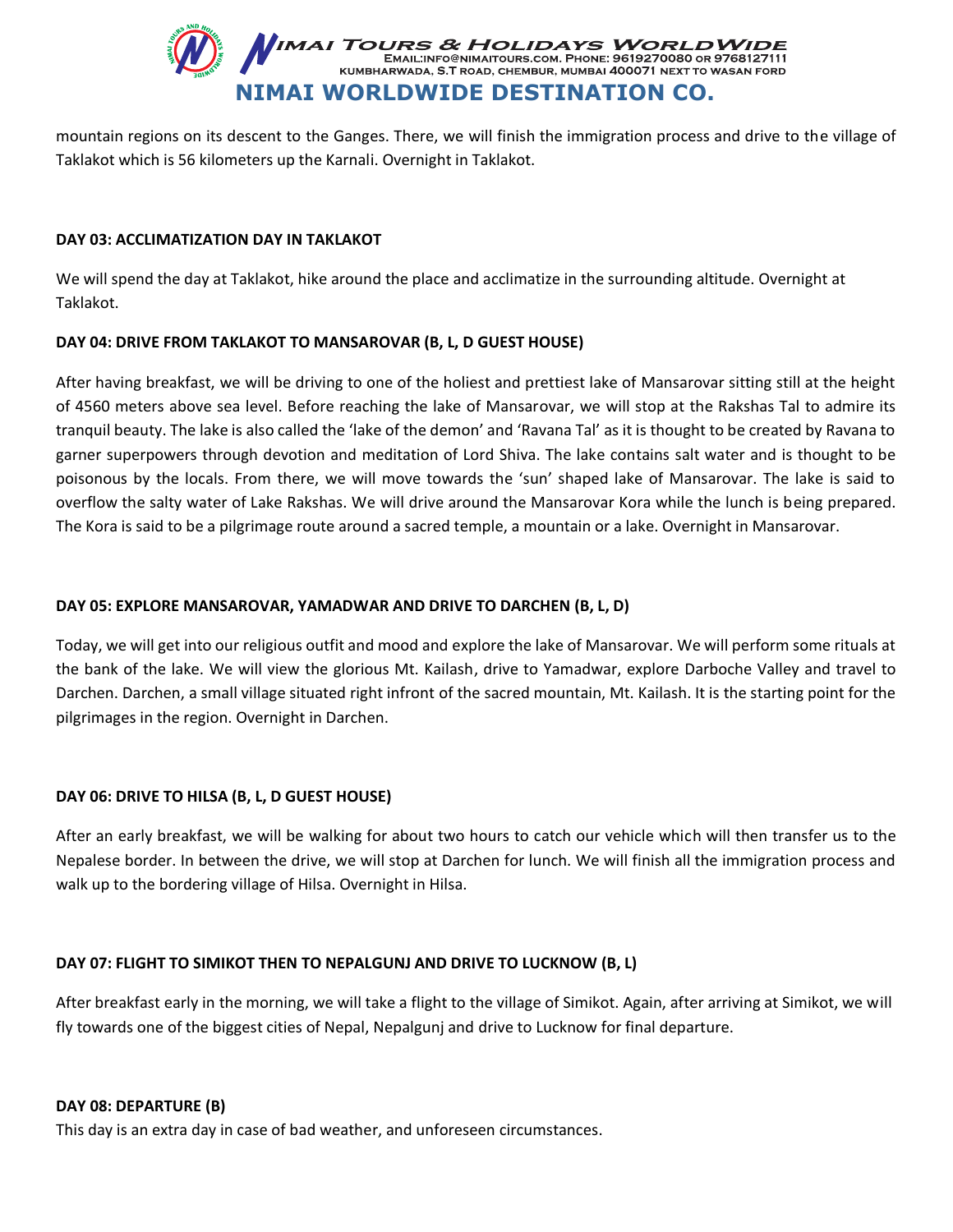mountain regions on its descent to the Ganges. There, we will finish the immigration process and drive to the village of Taklakot which is 56 kilometers up the Karnali. Overnight in Taklakot.

**DAY 03: ACCLIMATIZATION DAY IN TAKLAKOT**

We will spend the day at Taklakot, hike around the place and acclimatize in the surrounding altitude. Overnight at Taklakot.

**DAY 04: DRIVE FROM TAKLAKOT TO MANSAROVAR (B, L, D GUEST HOUSE)**

After having breakfast, we will be driving to one of the holiest and prettiest lake of Mansarovar sitting still at the height of 4560 meters above sea level. Before reaching the lake of Mansarovar, we will stop at the Rakshas Tal to admire its tranquil beauty. The lake is also called the 'lake of the demon' and 'Ravana Tal' as it is thought to be created by Ravana to garner superpowers through devotion and meditation of Lord Shiva. The lake contains salt water and is thought to be poisonous by the locals. From there, we will move towards the 'sun' shaped lake of Mansarovar. The lake is said to overflow the salty water of Lake Rakshas. We will drive around the Mansarovar Kora while the lunch is being prepared. The Kora is said to be a pilgrimage route around a sacred temple, a mountain or a lake. Overnight in Mansarovar.

**DAY 05: EXPLORE MANSAROVAR, YAMADWAR AND DRIVE TO DARCHEN (B, L, D)**

Today, we will get into our religious outfit and mood and explore the lake of Mansarovar. We will perform some rituals at the bank of the lake. We will view the glorious Mt. Kailash, drive to Yamadwar, explore Darboche Valley and travel to Darchen. Darchen, a small village situated right infront of the sacred mountain, Mt. Kailash. It is the starting point for the pilgrimages in the region. Overnight in Darchen.

**DAY 06: DRIVE TO HILSA (B, L, D GUEST HOUSE)**

After an early breakfast, we will be walking for about two hours to catch our vehicle which will then transfer us to the Nepalese border. In between the drive, we will stop at Darchen for lunch. We will finish all the immigration process and walk up to the bordering village of Hilsa. Overnight in Hilsa.

**DAY 07: FLIGHT TO SIMIKOT THEN TO NEPALGUNJ AND DRIVE TO LUCKNOW (B, L)**

After breakfast early in the morning, we will take a flight to the village of Simikot. Again, after arriving at Simikot, we will fly towards one of the biggest cities of Nepal, Nepalgunj and drive to Lucknow for final departure.

**DAY 08: DEPARTURE (B)**

This day is an extra day in case of bad weather, and unforeseen circumstances.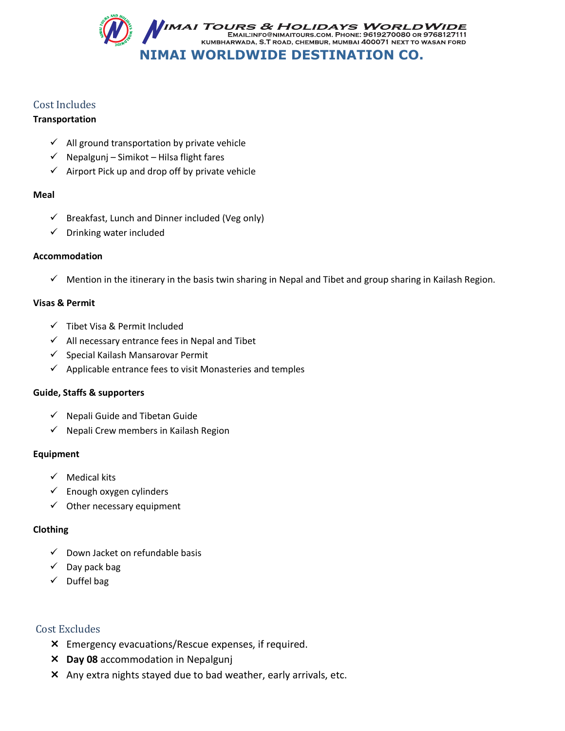## Cost Includes

**Transportation**

- ✓ All ground transportation by private vehicle
- ✓ Nepalgunj – Simikot – Hilsa flight fares
- ✓ Airport Pick up and drop off by private vehicle

**Meal**

- ✓ Breakfast, Lunch and Dinner included (Veg only)
- ✓ Drinking water included

**Accommodation**

- ✓ Mention in the itinerary in the basis twin sharing in Nepal and Tibet and group sharing in Kailash Region.

**Visas & Permit**

- ✓ Tibet Visa & Permit Included
- ✓ All necessary entrance fees in Nepal and Tibet
- ✓ Special Kailash Mansarovar Permit
- ✓ Applicable entrance fees to visit Monasteries and temples

**Guide, Staffs & supporters**

- ✓ Nepali Guide and Tibetan Guide
- ✓ Nepali Crew members in Kailash Region

**Equipment**

- ✓ Medical kits
- ✓ Enough oxygen cylinders
- ✓ Other necessary equipment

**Clothing**

- ✓ Down Jacket on refundable basis
- ✓ Day pack bag
- ✓ Duffel bag

## Cost Excludes

- ✗ Emergency evacuations/Rescue expenses, if required.
- ✗ **Day 08** accommodation in Nepalgunj
- ✗ Any extra nights stayed due to bad weather, early arrivals, etc.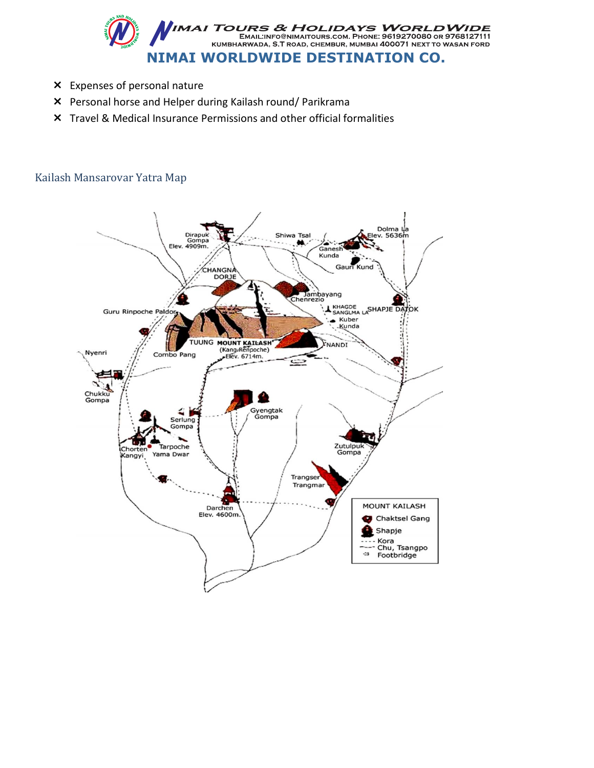- ✕ Expenses of personal nature
- ✕ Personal horse and Helper during Kailash round/ Parikrama
- ✕ Travel & Medical Insurance Permissions and other official formalities

## Kailash Mansarovar Yatra Map

Dirapuk Gompa Elev. 4909m.
Shiwa Tsal
Dolma La Elev. 5636m
Ganesh Kunda
Gauri Kund
CHANGNA DORJE
Jambayang Chenrezio
KHAGDE SANGLMA LA
SHAPJE DATOK
Kuber Kunda
Guru Rinpoche Paldor
TUUNG
MOUNT KAILASH (Kang Renpoche) Elev. 6714m.
NANDI
Nyenri
Combo Pang
Chukku Gompa
Gyengtak Gompa
Serlung Gompa
Zutulpuk Gompa
Chorten Kangyi
Tarpoche Yama Dwar
Trangser Trangmar
Darchen Elev. 4600m.

MOUNT KAILASH
Chaktsel Gang
Shapje
Kora
Chu, Tsangpo
Footbridge